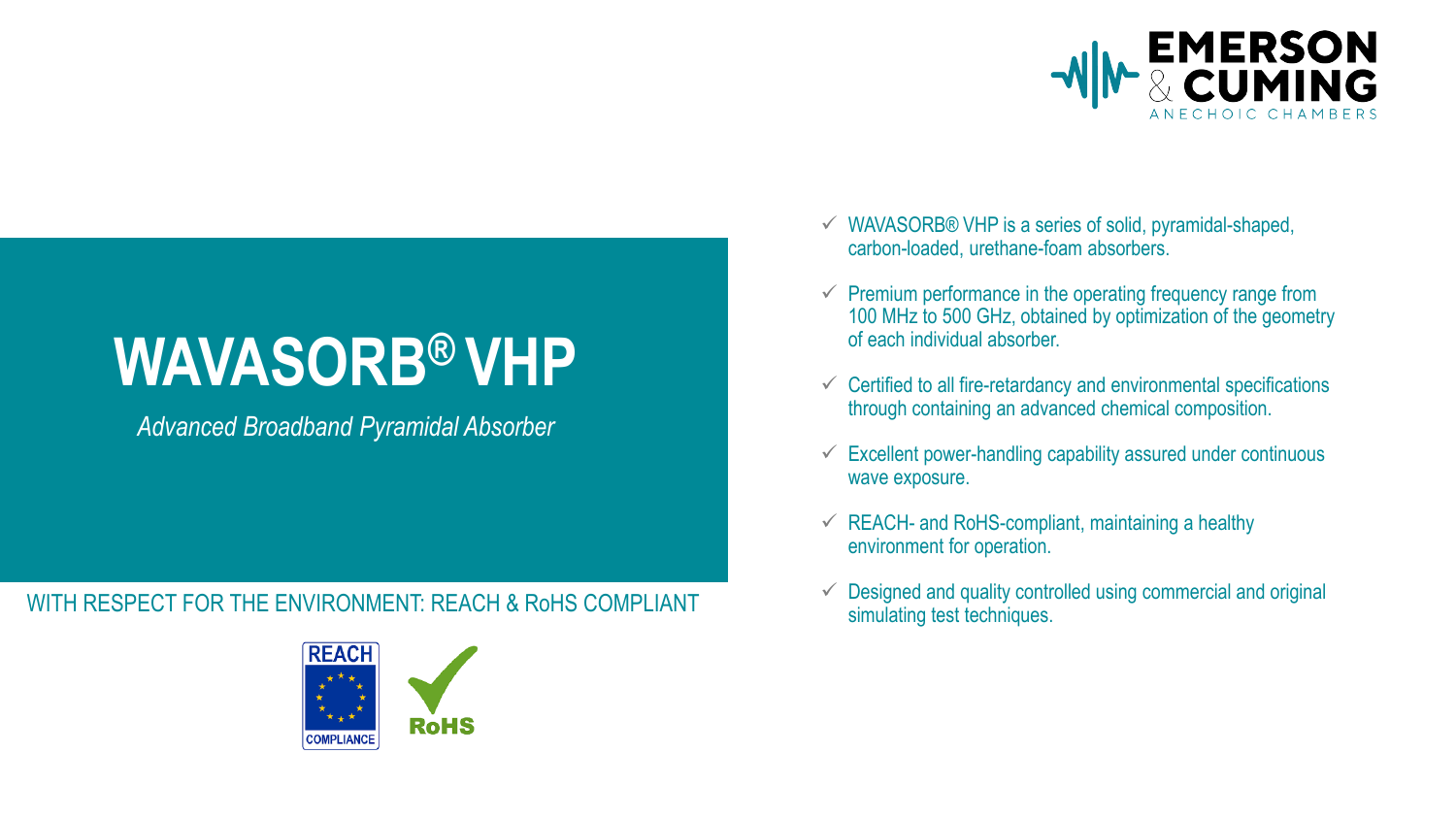EMERSON & CUMING

ANECHOIC CHAMBERS

# WAVASORB® VHP

*Advanced Broadband Pyramidal Absorber*

WITH RESPECT FOR THE ENVIRONMENT: REACH & RoHS COMPLIANT

REACH COMPLIANCE

RoHS

- ✓ WAVASORB® VHP is a series of solid, pyramidal-shaped, carbon-loaded, urethane-foam absorbers.
- ✓ Premium performance in the operating frequency range from 100 MHz to 500 GHz, obtained by optimization of the geometry of each individual absorber.
- ✓ Certified to all fire-retardancy and environmental specifications through containing an advanced chemical composition.
- ✓ Excellent power-handling capability assured under continuous wave exposure.
- ✓ REACH- and RoHS-compliant, maintaining a healthy environment for operation.
- ✓ Designed and quality controlled using commercial and original simulating test techniques.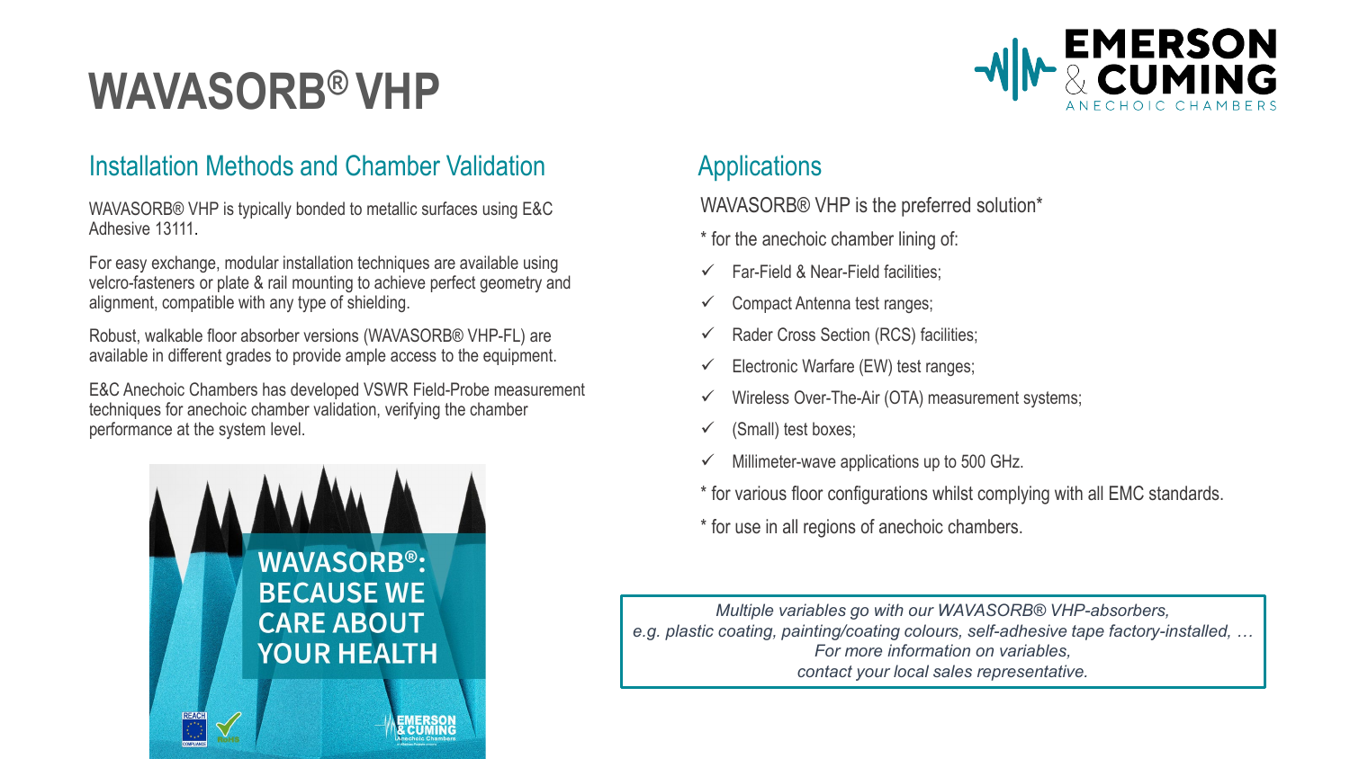# WAVASORB® VHP

## Installation Methods and Chamber Validation

WAVASORB® VHP is typically bonded to metallic surfaces using E&C Adhesive 13111.

For easy exchange, modular installation techniques are available using velcro-fasteners or plate & rail mounting to achieve perfect geometry and alignment, compatible with any type of shielding.

Robust, walkable floor absorber versions (WAVASORB® VHP-FL) are available in different grades to provide ample access to the equipment.

E&C Anechoic Chambers has developed VSWR Field-Probe measurement techniques for anechoic chamber validation, verifying the chamber performance at the system level.

## Applications

WAVASORB® VHP is the preferred solution*

* for the anechoic chamber lining of:

- ✓ Far-Field & Near-Field facilities;
- ✓ Compact Antenna test ranges;
- ✓ Rader Cross Section (RCS) facilities;
- ✓ Electronic Warfare (EW) test ranges;
- ✓ Wireless Over-The-Air (OTA) measurement systems;
- ✓ (Small) test boxes;
- ✓ Millimeter-wave applications up to 500 GHz.

* for various floor configurations whilst complying with all EMC standards.

* for use in all regions of anechoic chambers.

*Multiple variables go with our WAVASORB® VHP-absorbers,*
*e.g. plastic coating, painting/coating colours, self-adhesive tape factory-installed, …*
*For more information on variables,*
*contact your local sales representative.*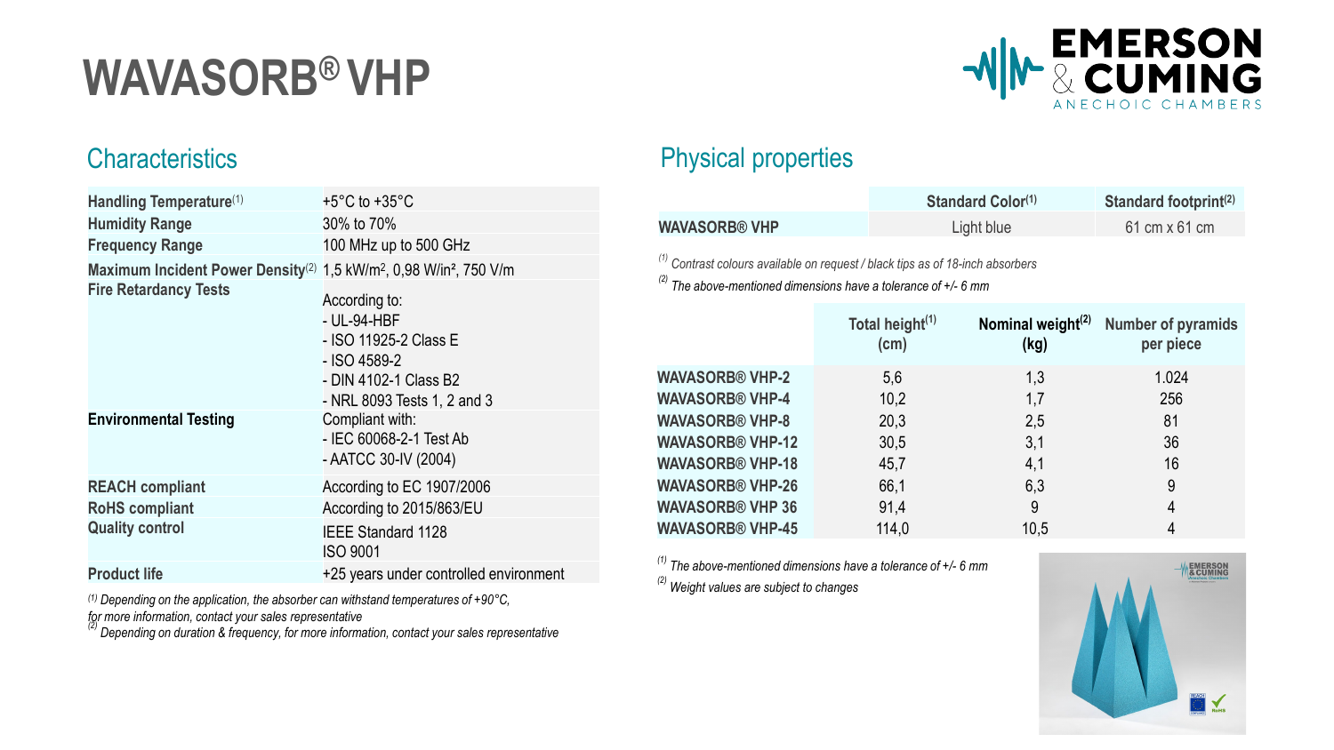# WAVASORB® VHP

## Characteristics

| | |
|---|---|
| Handling Temperature[1] | +5°C to +35°C |
| Humidity Range | 30% to 70% |
| Frequency Range | 100 MHz up to 500 GHz |
| Maximum Incident Power Density[2] | 1,5 kW/m², 0,98 W/in², 750 V/m |
| Fire Retardancy Tests | According to:<br>- UL-94-HBF<br>- ISO 11925-2 Class E<br>- ISO 4589-2<br>- DIN 4102-1 Class B2<br>- NRL 8093 Tests 1, 2 and 3 |
| Environmental Testing | Compliant with:<br>- IEC 60068-2-1 Test Ab<br>- AATCC 30-IV (2004) |
| REACH compliant | According to EC 1907/2006 |
| RoHS compliant | According to 2015/863/EU |
| Quality control | IEEE Standard 1128<br>ISO 9001 |
| Product life | +25 years under controlled environment |

*(1) Depending on the application, the absorber can withstand temperatures of +90°C, for more information, contact your sales representative*

*(2) Depending on duration & frequency, for more information, contact your sales representative*

## Physical properties

| | Standard Color[1] | Standard footprint[2] |
|---|---|---|
| WAVASORB® VHP | Light blue | 61 cm x 61 cm |

*(1) Contrast colours available on request / black tips as of 18-inch absorbers*

*(2) The above-mentioned dimensions have a tolerance of +/- 6 mm*

| | Total height[1] (cm) | Nominal weight[2] (kg) | Number of pyramids per piece |
|---|---|---|---|
| WAVASORB® VHP-2 | 5,6 | 1,3 | 1.024 |
| WAVASORB® VHP-4 | 10,2 | 1,7 | 256 |
| WAVASORB® VHP-8 | 20,3 | 2,5 | 81 |
| WAVASORB® VHP-12 | 30,5 | 3,1 | 36 |
| WAVASORB® VHP-18 | 45,7 | 4,1 | 16 |
| WAVASORB® VHP-26 | 66,1 | 6,3 | 9 |
| WAVASORB® VHP 36 | 91,4 | 9 | 4 |
| WAVASORB® VHP-45 | 114,0 | 10,5 | 4 |

*(1) The above-mentioned dimensions have a tolerance of +/- 6 mm*

*(2) Weight values are subject to changes*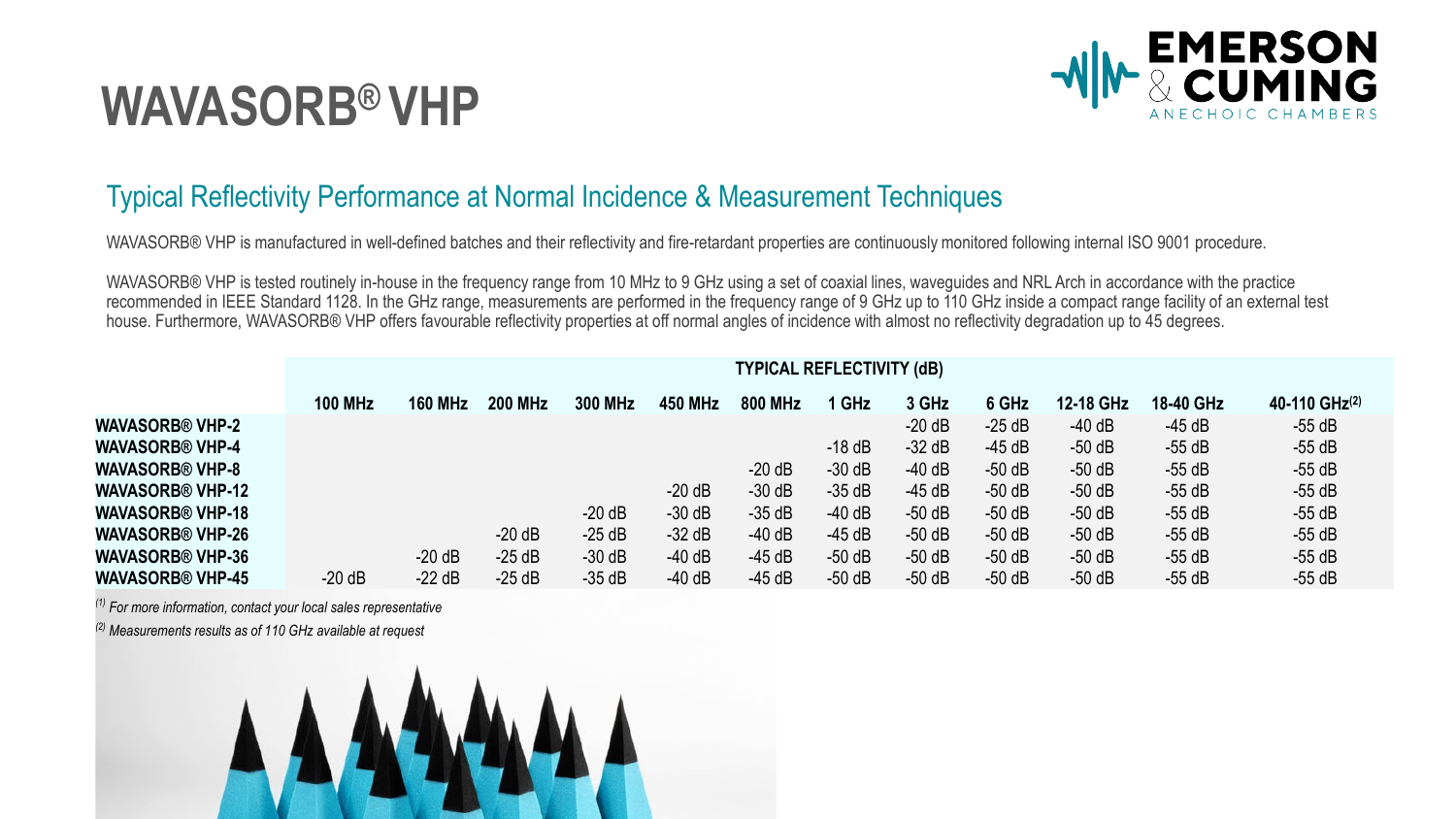# WAVASORB® VHP

## Typical Reflectivity Performance at Normal Incidence & Measurement Techniques

WAVASORB® VHP is manufactured in well-defined batches and their reflectivity and fire-retardant properties are continuously monitored following internal ISO 9001 procedure.

WAVASORB® VHP is tested routinely in-house in the frequency range from 10 MHz to 9 GHz using a set of coaxial lines, waveguides and NRL Arch in accordance with the practice recommended in IEEE Standard 1128. In the GHz range, measurements are performed in the frequency range of 9 GHz up to 110 GHz inside a compact range facility of an external test house. Furthermore, WAVASORB® VHP offers favourable reflectivity properties at off normal angles of incidence with almost no reflectivity degradation up to 45 degrees.

| | TYPICAL REFLECTIVITY (dB) | | | | | | | | | | | |
|---|---|---|---|---|---|---|---|---|---|---|---|---|
| | 100 MHz | 160 MHz | 200 MHz | 300 MHz | 450 MHz | 800 MHz | 1 GHz | 3 GHz | 6 GHz | 12-18 GHz | 18-40 GHz | 40-110 GHz[2] |
| **WAVASORB® VHP-2** | | | | | | | | -20 dB | -25 dB | -40 dB | -45 dB | -55 dB |
| **WAVASORB® VHP-4** | | | | | | | -18 dB | -32 dB | -45 dB | -50 dB | -55 dB | -55 dB |
| **WAVASORB® VHP-8** | | | | | | -20 dB | -30 dB | -40 dB | -50 dB | -50 dB | -55 dB | -55 dB |
| **WAVASORB® VHP-12** | | | | | -20 dB | -30 dB | -35 dB | -45 dB | -50 dB | -50 dB | -55 dB | -55 dB |
| **WAVASORB® VHP-18** | | | | -20 dB | -30 dB | -35 dB | -40 dB | -50 dB | -50 dB | -50 dB | -55 dB | -55 dB |
| **WAVASORB® VHP-26** | | | -20 dB | -25 dB | -32 dB | -40 dB | -45 dB | -50 dB | -50 dB | -50 dB | -55 dB | -55 dB |
| **WAVASORB® VHP-36** | | -20 dB | -25 dB | -30 dB | -40 dB | -45 dB | -50 dB | -50 dB | -50 dB | -50 dB | -55 dB | -55 dB |
| **WAVASORB® VHP-45** | -20 dB | -22 dB | -25 dB | -35 dB | -40 dB | -45 dB | -50 dB | -50 dB | -50 dB | -50 dB | -55 dB | -55 dB |

*[1] For more information, contact your local sales representative*

*[2] Measurements results as of 110 GHz available at request*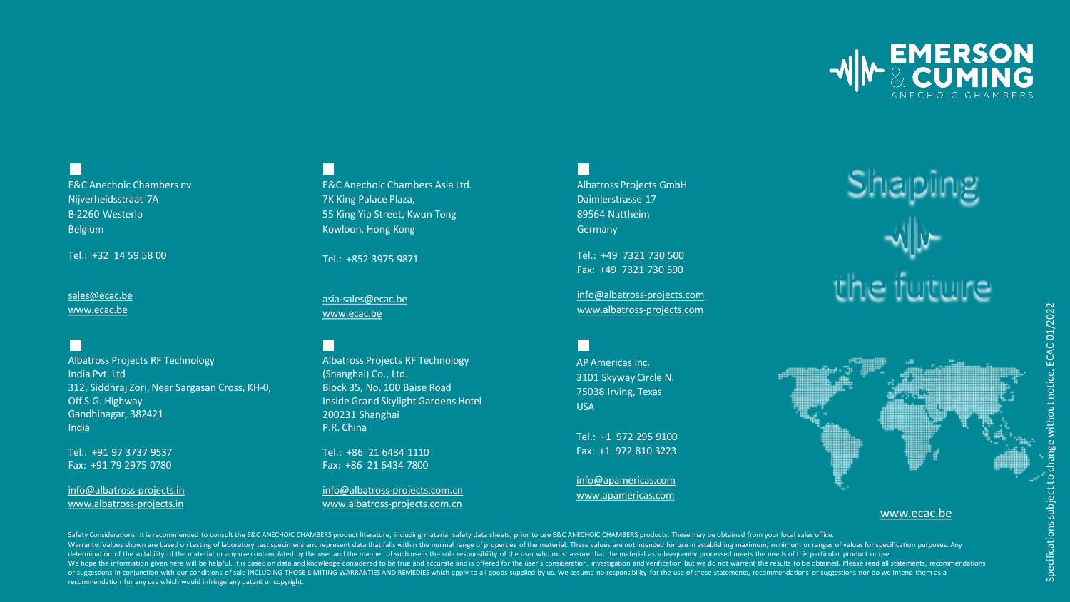EMERSON & CUMING
ANECHOIC CHAMBERS

E&C Anechoic Chambers nv
Nijverheidsstraat 7A
B-2260 Westerlo
Belgium

Tel.: +32 14 59 58 00

sales@ecac.be
www.ecac.be

E&C Anechoic Chambers Asia Ltd.
7K King Palace Plaza,
55 King Yip Street, Kwun Tong
Kowloon, Hong Kong

Tel.: +852 3975 9871

asia-sales@ecac.be
www.ecac.be

Albatross Projects GmbH
Daimlerstrasse 17
89564 Nattheim
Germany

Tel.: +49 7321 730 500
Fax: +49 7321 730 590

info@albatross-projects.com
www.albatross-projects.com

Albatross Projects RF Technology
India Pvt. Ltd
312, Siddhraj Zori, Near Sargasan Cross, KH-0,
Off S.G. Highway
Gandhinagar, 382421
India

Tel.: +91 97 3737 9537
Fax: +91 79 2975 0780

info@albatross-projects.in
www.albatross-projects.in

Albatross Projects RF Technology
(Shanghai) Co., Ltd.
Block 35, No. 100 Baise Road
Inside Grand Skylight Gardens Hotel
200231 Shanghai
P.R. China

Tel.: +86 21 6434 1110
Fax: +86 21 6434 7800

info@albatross-projects.com.cn
www.albatross-projects.com.cn

AP Americas Inc.
3101 Skyway Circle N.
75038 Irving, Texas
USA

Tel.: +1 972 295 9100
Fax: +1 972 810 3223

info@apamericas.com
www.apamericas.com

Shaping the future

www.ecac.be

Specifications subject to change without notice. ECAC 01/2022

Safety Considerations: It is recommended to consult the E&C ANECHOIC CHAMBERS product literature, including material safety data sheets, prior to use E&C ANECHOIC CHAMBERS products. These may be obtained from your local sales office.
Warranty: Values shown are based on testing of laboratory test specimens and represent data that falls within the normal range of properties of the material. These values are not intended for use in establishing maximum, minimum or ranges of values for specification purposes. Any determination of the suitability of the material or any use contemplated by the user and the manner of such use is the sole responsibility of the user who must assure that the material as subsequently processed meets the needs of this particular product or use.
We hope the information given here will be helpful. It is based on data and knowledge considered to be true and accurate and is offered for the user's consideration, investigation and verification but we do not warrant the results to be obtained. Please read all statements, recommendations or suggestions in conjunction with our conditions of sale INCLUDING THOSE LIMITING WARRANTIES AND REMEDIES which apply to all goods supplied by us. We assume no responsibility for the use of these statements, recommendations or suggestions nor do we intend them as a recommendation for any use which would infringe any patent or copyright.